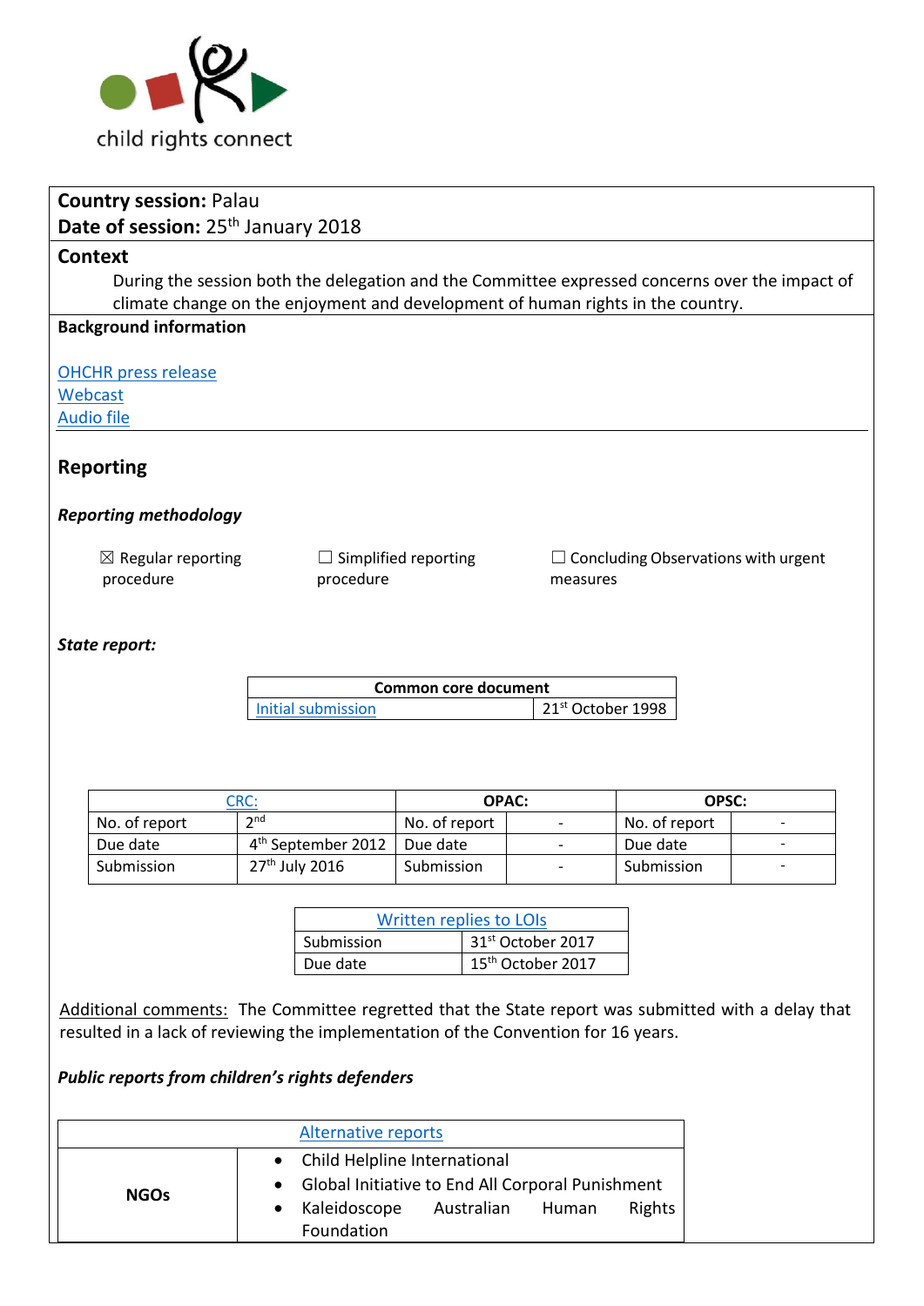child rights connect

**Country session:** Palau
**Date of session:** 25th January 2018

## Context

During the session both the delegation and the Committee expressed concerns over the impact of climate change on the enjoyment and development of human rights in the country.

**Background information**

[OHCHR press release](#)
[Webcast](#)
[Audio file](#)

## Reporting

### *Reporting methodology*

☒ Regular reporting procedure ☐ Simplified reporting procedure ☐ Concluding Observations with urgent measures

### *State report:*

| Common core document | |
|---|---|
| Initial submission | 21st October 1998 |

| CRC: | | OPAC: | | OPSC: | |
|---|---|---|---|---|---|
| No. of report | 2nd | No. of report | - | No. of report | - |
| Due date | 4th September 2012 | Due date | - | Due date | - |
| Submission | 27th July 2016 | Submission | - | Submission | - |

| Written replies to LOIs | |
|---|---|
| Submission | 31st October 2017 |
| Due date | 15th October 2017 |

Additional comments: The Committee regretted that the State report was submitted with a delay that resulted in a lack of reviewing the implementation of the Convention for 16 years.

### *Public reports from children's rights defenders*

| Alternative reports | |
|---|---|
| NGOs | • Child Helpline International<br>• Global Initiative to End All Corporal Punishment<br>• Kaleidoscope Australian Human Rights Foundation |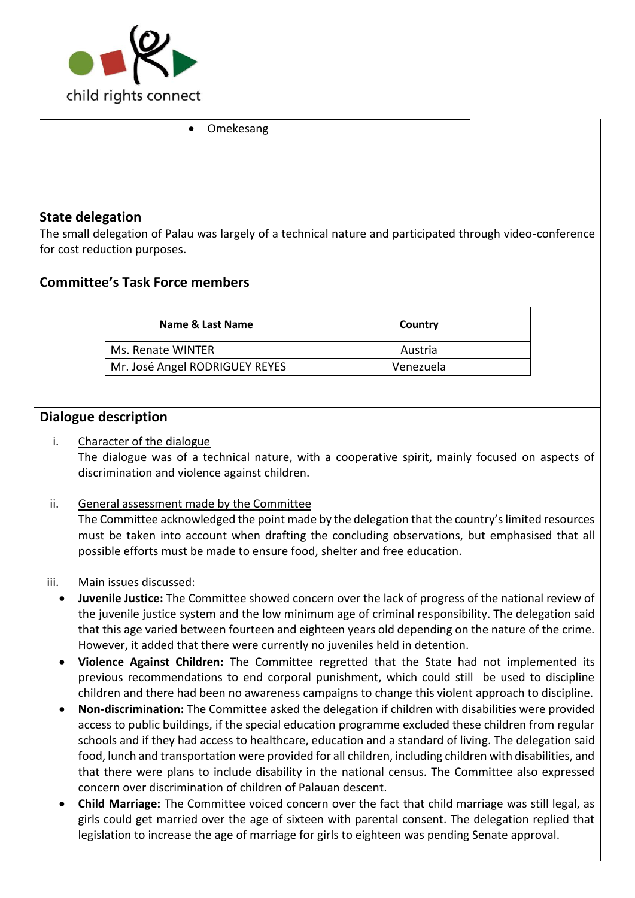| | • Omekesang |
|---|---|

## State delegation

The small delegation of Palau was largely of a technical nature and participated through video-conference for cost reduction purposes.

## Committee's Task Force members

| Name & Last Name | Country |
|---|---|
| Ms. Renate WINTER | Austria |
| Mr. José Angel RODRIGUEY REYES | Venezuela |

## Dialogue description

i. Character of the dialogue

The dialogue was of a technical nature, with a cooperative spirit, mainly focused on aspects of discrimination and violence against children.

ii. General assessment made by the Committee

The Committee acknowledged the point made by the delegation that the country's limited resources must be taken into account when drafting the concluding observations, but emphasised that all possible efforts must be made to ensure food, shelter and free education.

iii. Main issues discussed:

- **Juvenile Justice:** The Committee showed concern over the lack of progress of the national review of the juvenile justice system and the low minimum age of criminal responsibility. The delegation said that this age varied between fourteen and eighteen years old depending on the nature of the crime. However, it added that there were currently no juveniles held in detention.
- **Violence Against Children:** The Committee regretted that the State had not implemented its previous recommendations to end corporal punishment, which could still be used to discipline children and there had been no awareness campaigns to change this violent approach to discipline.
- **Non-discrimination:** The Committee asked the delegation if children with disabilities were provided access to public buildings, if the special education programme excluded these children from regular schools and if they had access to healthcare, education and a standard of living. The delegation said food, lunch and transportation were provided for all children, including children with disabilities, and that there were plans to include disability in the national census. The Committee also expressed concern over discrimination of children of Palauan descent.
- **Child Marriage:** The Committee voiced concern over the fact that child marriage was still legal, as girls could get married over the age of sixteen with parental consent. The delegation replied that legislation to increase the age of marriage for girls to eighteen was pending Senate approval.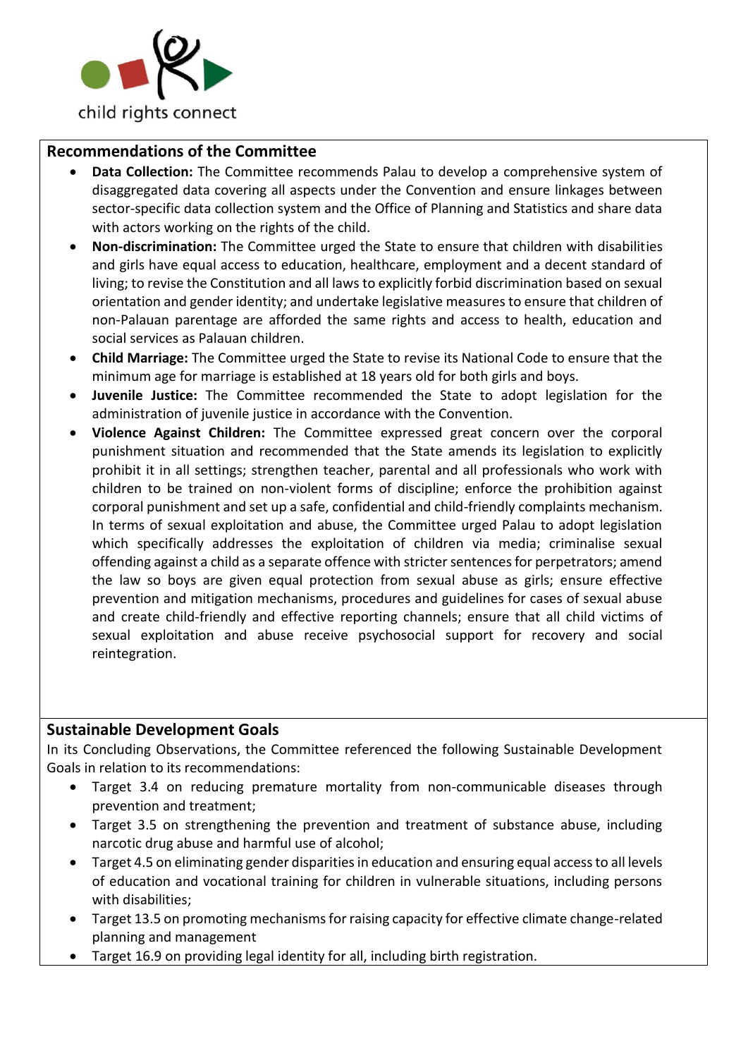## Recommendations of the Committee

- **Data Collection:** The Committee recommends Palau to develop a comprehensive system of disaggregated data covering all aspects under the Convention and ensure linkages between sector-specific data collection system and the Office of Planning and Statistics and share data with actors working on the rights of the child.
- **Non-discrimination:** The Committee urged the State to ensure that children with disabilities and girls have equal access to education, healthcare, employment and a decent standard of living; to revise the Constitution and all laws to explicitly forbid discrimination based on sexual orientation and gender identity; and undertake legislative measures to ensure that children of non-Palauan parentage are afforded the same rights and access to health, education and social services as Palauan children.
- **Child Marriage:** The Committee urged the State to revise its National Code to ensure that the minimum age for marriage is established at 18 years old for both girls and boys.
- **Juvenile Justice:** The Committee recommended the State to adopt legislation for the administration of juvenile justice in accordance with the Convention.
- **Violence Against Children:** The Committee expressed great concern over the corporal punishment situation and recommended that the State amends its legislation to explicitly prohibit it in all settings; strengthen teacher, parental and all professionals who work with children to be trained on non-violent forms of discipline; enforce the prohibition against corporal punishment and set up a safe, confidential and child-friendly complaints mechanism. In terms of sexual exploitation and abuse, the Committee urged Palau to adopt legislation which specifically addresses the exploitation of children via media; criminalise sexual offending against a child as a separate offence with stricter sentences for perpetrators; amend the law so boys are given equal protection from sexual abuse as girls; ensure effective prevention and mitigation mechanisms, procedures and guidelines for cases of sexual abuse and create child-friendly and effective reporting channels; ensure that all child victims of sexual exploitation and abuse receive psychosocial support for recovery and social reintegration.

## Sustainable Development Goals

In its Concluding Observations, the Committee referenced the following Sustainable Development Goals in relation to its recommendations:

- Target 3.4 on reducing premature mortality from non-communicable diseases through prevention and treatment;
- Target 3.5 on strengthening the prevention and treatment of substance abuse, including narcotic drug abuse and harmful use of alcohol;
- Target 4.5 on eliminating gender disparities in education and ensuring equal access to all levels of education and vocational training for children in vulnerable situations, including persons with disabilities;
- Target 13.5 on promoting mechanisms for raising capacity for effective climate change-related planning and management
- Target 16.9 on providing legal identity for all, including birth registration.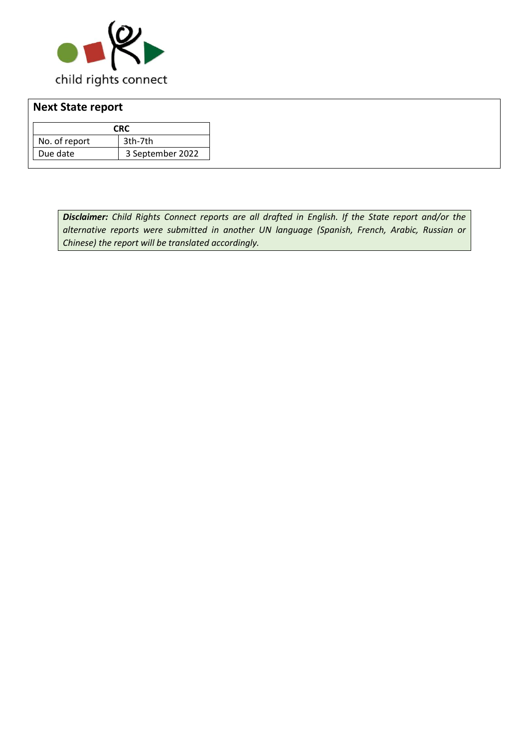## Next State report

| CRC | |
|---|---|
| No. of report | 3th-7th |
| Due date | 3 September 2022 |

***Disclaimer:*** *Child Rights Connect reports are all drafted in English. If the State report and/or the alternative reports were submitted in another UN language (Spanish, French, Arabic, Russian or Chinese) the report will be translated accordingly.*